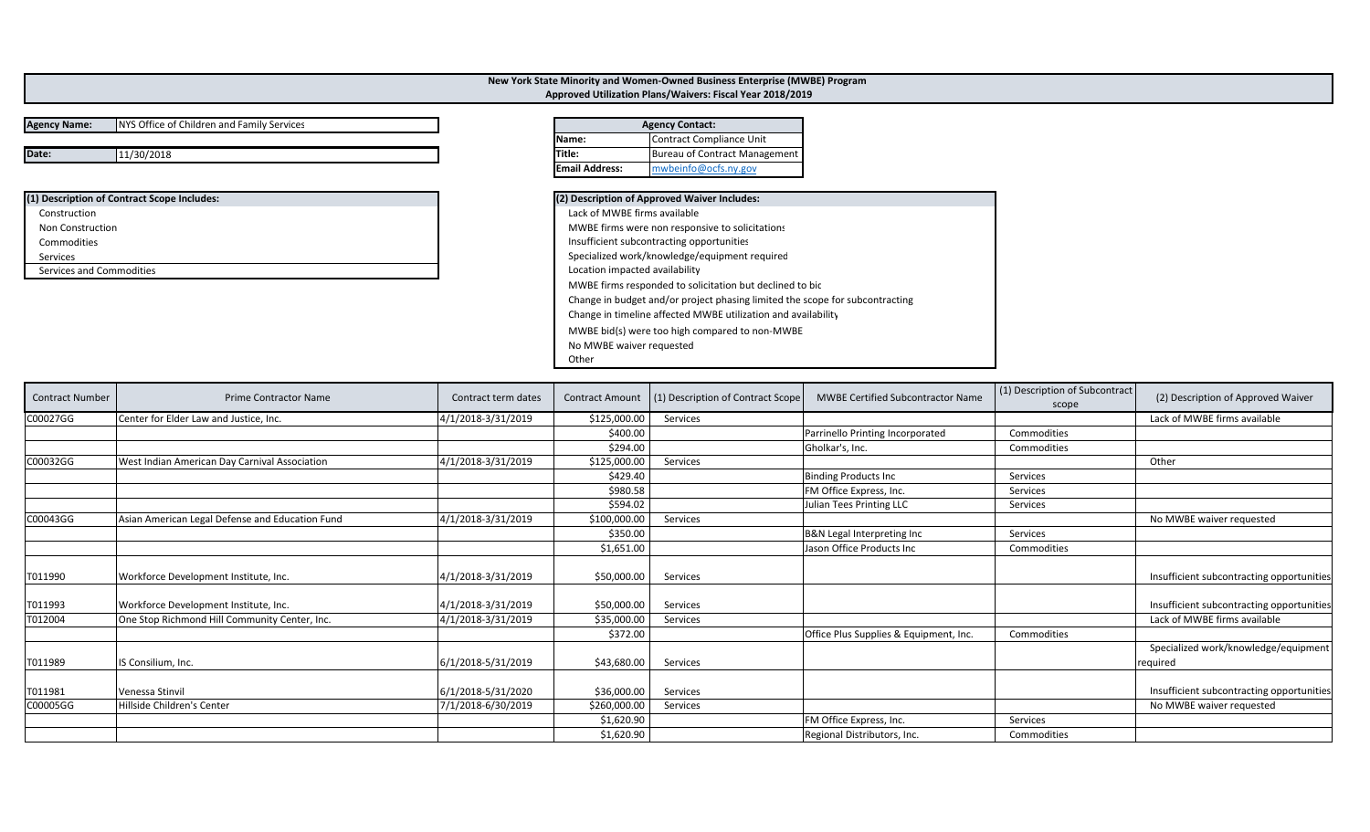# New York State Minority and Women-Owned Business Enterprise (MWBE) Program
## Approved Utilization Plans/Waivers: Fiscal Year 2018/2019

| | |
|---|---|
| **Agency Name:** | NYS Office of Children and Family Services |
| **Date:** | 11/30/2018 |

| **Agency Contact:** | |
|---|---|
| **Name:** | Contract Compliance Unit |
| **Title:** | Bureau of Contract Management |
| **Email Address:** | mwbeinfo@ocfs.ny.gov |

**(1) Description of Contract Scope Includes:**
- Construction
- Non Construction
- Commodities
- Services
- Services and Commodities

**(2) Description of Approved Waiver Includes:**
- Lack of MWBE firms available
- MWBE firms were non responsive to solicitations
- Insufficient subcontracting opportunities
- Specialized work/knowledge/equipment required
- Location impacted availability
- MWBE firms responded to solicitation but declined to bid
- Change in budget and/or project phasing limited the scope for subcontracting
- Change in timeline affected MWBE utilization and availability
- MWBE bid(s) were too high compared to non-MWBE
- No MWBE waiver requested
- Other

| Contract Number | Prime Contractor Name | Contract term dates | Contract Amount | (1) Description of Contract Scope | MWBE Certified Subcontractor Name | (1) Description of Subcontract scope | (2) Description of Approved Waiver |
|---|---|---|---|---|---|---|---|
| C00027GG | Center for Elder Law and Justice, Inc. | 4/1/2018-3/31/2019 | $125,000.00 | Services | | | Lack of MWBE firms available |
| | | | $400.00 | | Parrinello Printing Incorporated | Commodities | |
| | | | $294.00 | | Gholkar's, Inc. | Commodities | |
| C00032GG | West Indian American Day Carnival Association | 4/1/2018-3/31/2019 | $125,000.00 | Services | | | Other |
| | | | $429.40 | | Binding Products Inc | Services | |
| | | | $980.58 | | FM Office Express, Inc. | Services | |
| | | | $594.02 | | Julian Tees Printing LLC | Services | |
| C00043GG | Asian American Legal Defense and Education Fund | 4/1/2018-3/31/2019 | $100,000.00 | Services | | | No MWBE waiver requested |
| | | | $350.00 | | B&N Legal Interpreting Inc | Services | |
| | | | $1,651.00 | | Jason Office Products Inc | Commodities | |
| T011990 | Workforce Development Institute, Inc. | 4/1/2018-3/31/2019 | $50,000.00 | Services | | | Insufficient subcontracting opportunities |
| T011993 | Workforce Development Institute, Inc. | 4/1/2018-3/31/2019 | $50,000.00 | Services | | | Insufficient subcontracting opportunities |
| T012004 | One Stop Richmond Hill Community Center, Inc. | 4/1/2018-3/31/2019 | $35,000.00 | Services | | | Lack of MWBE firms available |
| | | | $372.00 | | Office Plus Supplies & Equipment, Inc. | Commodities | |
| T011989 | IS Consilium, Inc. | 6/1/2018-5/31/2019 | $43,680.00 | Services | | | Specialized work/knowledge/equipment required |
| T011981 | Venessa Stinvil | 6/1/2018-5/31/2020 | $36,000.00 | Services | | | Insufficient subcontracting opportunities |
| C00005GG | Hillside Children's Center | 7/1/2018-6/30/2019 | $260,000.00 | Services | | | No MWBE waiver requested |
| | | | $1,620.90 | | FM Office Express, Inc. | Services | |
| | | | $1,620.90 | | Regional Distributors, Inc. | Commodities | |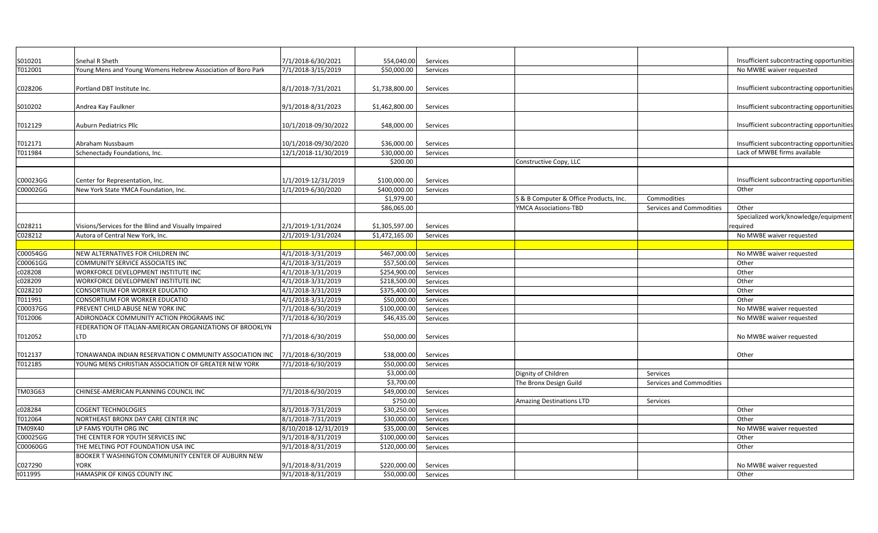| | | | | | | | |
|---|---|---|---|---|---|---|---|
| S010201 | Snehal R Sheth | 7/1/2018-6/30/2021 | 554,040.00 | Services | | | Insufficient subcontracting opportunities |
| T012001 | Young Mens and Young Womens Hebrew Association of Boro Park | 7/1/2018-3/15/2019 | $50,000.00 | Services | | | No MWBE waiver requested |
| C028206 | Portland DBT Institute Inc. | 8/1/2018-7/31/2021 | $1,738,800.00 | Services | | | Insufficient subcontracting opportunities |
| S010202 | Andrea Kay Faulkner | 9/1/2018-8/31/2023 | $1,462,800.00 | Services | | | Insufficient subcontracting opportunities |
| T012129 | Auburn Pediatrics Pllc | 10/1/2018-09/30/2022 | $48,000.00 | Services | | | Insufficient subcontracting opportunities |
| T012171 | Abraham Nussbaum | 10/1/2018-09/30/2020 | $36,000.00 | Services | | | Insufficient subcontracting opportunities |
| T011984 | Schenectady Foundations, Inc. | 12/1/2018-11/30/2019 | $30,000.00 | Services | | | Lack of MWBE firms available |
| | | | $200.00 | | Constructive Copy, LLC | | |
| C00023GG | Center for Representation, Inc. | 1/1/2019-12/31/2019 | $100,000.00 | Services | | | Insufficient subcontracting opportunities |
| C00002GG | New York State YMCA Foundation, Inc. | 1/1/2019-6/30/2020 | $400,000.00 | Services | | | Other |
| | | | $1,979.00 | | S & B Computer & Office Products, Inc. | Commodities | |
| | | | $86,065.00 | | YMCA Associations-TBD | Services and Commodities | Other |
| C028211 | Visions/Services for the Blind and Visually Impaired | 2/1/2019-1/31/2024 | $1,305,597.00 | Services | | | Specialized work/knowledge/equipment required |
| C028212 | Autora of Central New York, Inc. | 2/1/2019-1/31/2024 | $1,472,165.00 | Services | | | No MWBE waiver requested |
| | | | | | | | |
| C00054GG | NEW ALTERNATIVES FOR CHILDREN INC | 4/1/2018-3/31/2019 | $467,000.00 | Services | | | No MWBE waiver requested |
| C00061GG | COMMUNITY SERVICE ASSOCIATES INC | 4/1/2018-3/31/2019 | $57,500.00 | Services | | | Other |
| c028208 | WORKFORCE DEVELOPMENT INSTITUTE INC | 4/1/2018-3/31/2019 | $254,900.00 | Services | | | Other |
| c028209 | WORKFORCE DEVELOPMENT INSTITUTE INC | 4/1/2018-3/31/2019 | $218,500.00 | Services | | | Other |
| C028210 | CONSORTIUM FOR WORKER EDUCATIO | 4/1/2018-3/31/2019 | $375,400.00 | Services | | | Other |
| T011991 | CONSORTIUM FOR WORKER EDUCATIO | 4/1/2018-3/31/2019 | $50,000.00 | Services | | | Other |
| C00037GG | PREVENT CHILD ABUSE NEW YORK INC | 7/1/2018-6/30/2019 | $100,000.00 | Services | | | No MWBE waiver requested |
| T012006 | ADIRONDACK COMMUNITY ACTION PROGRAMS INC | 7/1/2018-6/30/2019 | $46,435.00 | Services | | | No MWBE waiver requested |
| T012052 | FEDERATION OF ITALIAN-AMERICAN ORGANIZATIONS OF BROOKLYN LTD | 7/1/2018-6/30/2019 | $50,000.00 | Services | | | No MWBE waiver requested |
| T012137 | TONAWANDA INDIAN RESERVATION C OMMUNITY ASSOCIATION INC | 7/1/2018-6/30/2019 | $38,000.00 | Services | | | Other |
| T012185 | YOUNG MENS CHRISTIAN ASSOCIATION OF GREATER NEW YORK | 7/1/2018-6/30/2019 | $50,000.00 | Services | | | |
| | | | $3,000.00 | | Dignity of Children | Services | |
| | | | $3,700.00 | | The Bronx Design Guild | Services and Commodities | |
| TM03G63 | CHINESE-AMERICAN PLANNING COUNCIL INC | 7/1/2018-6/30/2019 | $49,000.00 | Services | | | |
| | | | $750.00 | | Amazing Destinations LTD | Services | |
| c028284 | COGENT TECHNOLOGIES | 8/1/2018-7/31/2019 | $30,250.00 | Services | | | Other |
| T012064 | NORTHEAST BRONX DAY CARE CENTER INC | 8/1/2018-7/31/2019 | $30,000.00 | Services | | | Other |
| TM09X40 | LP FAMS YOUTH ORG INC | 8/10/2018-12/31/2019 | $35,000.00 | Services | | | No MWBE waiver requested |
| C00025GG | THE CENTER FOR YOUTH SERVICES INC | 9/1/2018-8/31/2019 | $100,000.00 | Services | | | Other |
| C00060GG | THE MELTING POT FOUNDATION USA INC | 9/1/2018-8/31/2019 | $120,000.00 | Services | | | Other |
| C027290 | BOOKER T WASHINGTON COMMUNITY CENTER OF AUBURN NEW YORK | 9/1/2018-8/31/2019 | $220,000.00 | Services | | | No MWBE waiver requested |
| t011995 | HAMASPIK OF KINGS COUNTY INC | 9/1/2018-8/31/2019 | $50,000.00 | Services | | | Other |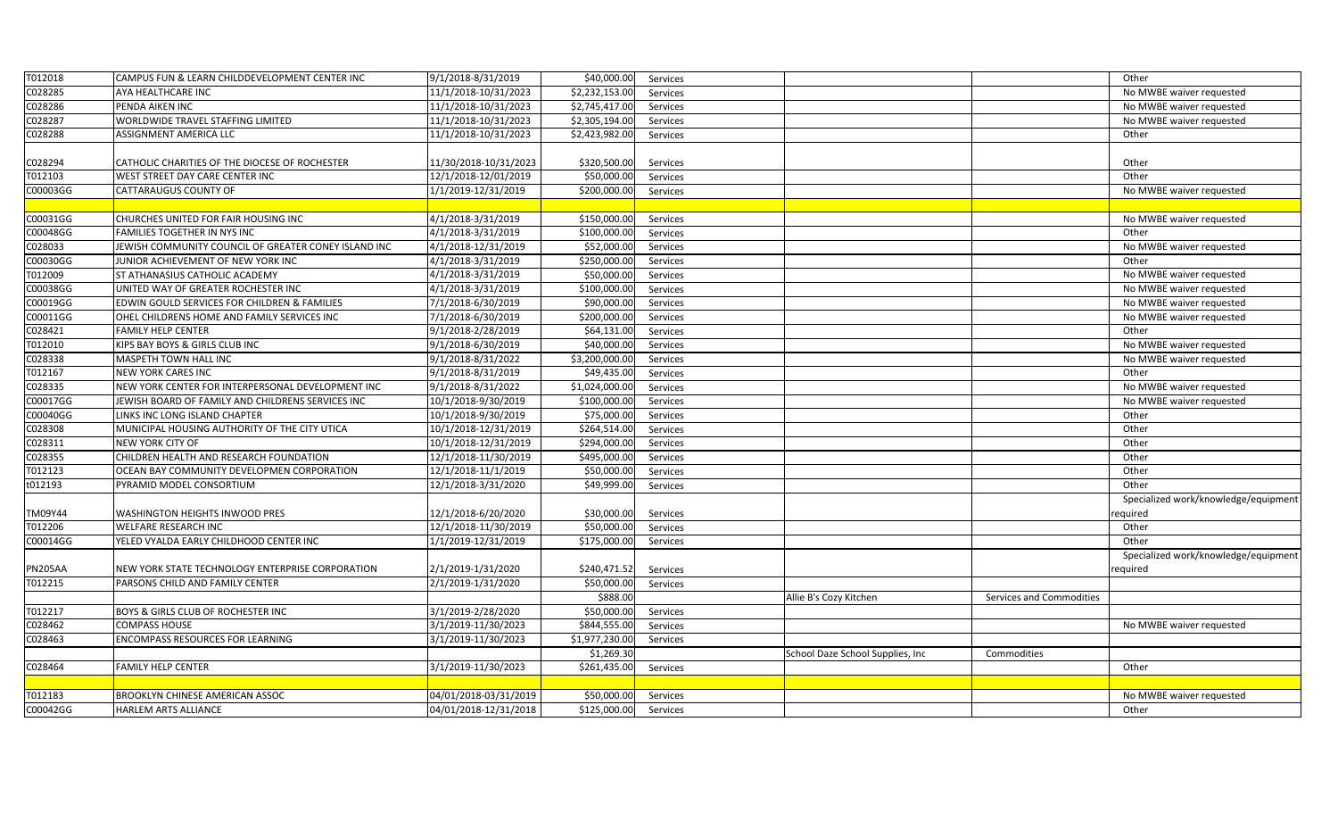| | | | | | | | |
|---|---|---|---|---|---|---|---|
| T012018 | CAMPUS FUN & LEARN CHILDDEVELOPMENT CENTER INC | 9/1/2018-8/31/2019 | $40,000.00 | Services | | | Other |
| C028285 | AYA HEALTHCARE INC | 11/1/2018-10/31/2023 | $2,232,153.00 | Services | | | No MWBE waiver requested |
| C028286 | PENDA AIKEN INC | 11/1/2018-10/31/2023 | $2,745,417.00 | Services | | | No MWBE waiver requested |
| C028287 | WORLDWIDE TRAVEL STAFFING LIMITED | 11/1/2018-10/31/2023 | $2,305,194.00 | Services | | | No MWBE waiver requested |
| C028288 | ASSIGNMENT AMERICA LLC | 11/1/2018-10/31/2023 | $2,423,982.00 | Services | | | Other |
| C028294 | CATHOLIC CHARITIES OF THE DIOCESE OF ROCHESTER | 11/30/2018-10/31/2023 | $320,500.00 | Services | | | Other |
| T012103 | WEST STREET DAY CARE CENTER INC | 12/1/2018-12/01/2019 | $50,000.00 | Services | | | Other |
| C00003GG | CATTARAUGUS COUNTY OF | 1/1/2019-12/31/2019 | $200,000.00 | Services | | | No MWBE waiver requested |
| | | | | | | | |
| C00031GG | CHURCHES UNITED FOR FAIR HOUSING INC | 4/1/2018-3/31/2019 | $150,000.00 | Services | | | No MWBE waiver requested |
| C00048GG | FAMILIES TOGETHER IN NYS INC | 4/1/2018-3/31/2019 | $100,000.00 | Services | | | Other |
| C028033 | JEWISH COMMUNITY COUNCIL OF GREATER CONEY ISLAND INC | 4/1/2018-12/31/2019 | $52,000.00 | Services | | | No MWBE waiver requested |
| C00030GG | JUNIOR ACHIEVEMENT OF NEW YORK INC | 4/1/2018-3/31/2019 | $250,000.00 | Services | | | Other |
| T012009 | ST ATHANASIUS CATHOLIC ACADEMY | 4/1/2018-3/31/2019 | $50,000.00 | Services | | | No MWBE waiver requested |
| C00038GG | UNITED WAY OF GREATER ROCHESTER INC | 4/1/2018-3/31/2019 | $100,000.00 | Services | | | No MWBE waiver requested |
| C00019GG | EDWIN GOULD SERVICES FOR CHILDREN & FAMILIES | 7/1/2018-6/30/2019 | $90,000.00 | Services | | | No MWBE waiver requested |
| C00011GG | OHEL CHILDRENS HOME AND FAMILY SERVICES INC | 7/1/2018-6/30/2019 | $200,000.00 | Services | | | No MWBE waiver requested |
| C028421 | FAMILY HELP CENTER | 9/1/2018-2/28/2019 | $64,131.00 | Services | | | Other |
| T012010 | KIPS BAY BOYS & GIRLS CLUB INC | 9/1/2018-6/30/2019 | $40,000.00 | Services | | | No MWBE waiver requested |
| C028338 | MASPETH TOWN HALL INC | 9/1/2018-8/31/2022 | $3,200,000.00 | Services | | | No MWBE waiver requested |
| T012167 | NEW YORK CARES INC | 9/1/2018-8/31/2019 | $49,435.00 | Services | | | Other |
| C028335 | NEW YORK CENTER FOR INTERPERSONAL DEVELOPMENT INC | 9/1/2018-8/31/2022 | $1,024,000.00 | Services | | | No MWBE waiver requested |
| C00017GG | JEWISH BOARD OF FAMILY AND CHILDRENS SERVICES INC | 10/1/2018-9/30/2019 | $100,000.00 | Services | | | No MWBE waiver requested |
| C00040GG | LINKS INC LONG ISLAND CHAPTER | 10/1/2018-9/30/2019 | $75,000.00 | Services | | | Other |
| C028308 | MUNICIPAL HOUSING AUTHORITY OF THE CITY UTICA | 10/1/2018-12/31/2019 | $264,514.00 | Services | | | Other |
| C028311 | NEW YORK CITY OF | 10/1/2018-12/31/2019 | $294,000.00 | Services | | | Other |
| C028355 | CHILDREN HEALTH AND RESEARCH FOUNDATION | 12/1/2018-11/30/2019 | $495,000.00 | Services | | | Other |
| T012123 | OCEAN BAY COMMUNITY DEVELOPMEN CORPORATION | 12/1/2018-11/1/2019 | $50,000.00 | Services | | | Other |
| t012193 | PYRAMID MODEL CONSORTIUM | 12/1/2018-3/31/2020 | $49,999.00 | Services | | | Other |
| TM09Y44 | WASHINGTON HEIGHTS INWOOD PRES | 12/1/2018-6/20/2020 | $30,000.00 | Services | | | Specialized work/knowledge/equipment required |
| T012206 | WELFARE RESEARCH INC | 12/1/2018-11/30/2019 | $50,000.00 | Services | | | Other |
| C00014GG | YELED VYALDA EARLY CHILDHOOD CENTER INC | 1/1/2019-12/31/2019 | $175,000.00 | Services | | | Other |
| PN205AA | NEW YORK STATE TECHNOLOGY ENTERPRISE CORPORATION | 2/1/2019-1/31/2020 | $240,471.52 | Services | | | Specialized work/knowledge/equipment required |
| T012215 | PARSONS CHILD AND FAMILY CENTER | 2/1/2019-1/31/2020 | $50,000.00 | Services | | | |
| | | | $888.00 | | Allie B's Cozy Kitchen | Services and Commodities | |
| T012217 | BOYS & GIRLS CLUB OF ROCHESTER INC | 3/1/2019-2/28/2020 | $50,000.00 | Services | | | |
| C028462 | COMPASS HOUSE | 3/1/2019-11/30/2023 | $844,555.00 | Services | | | No MWBE waiver requested |
| C028463 | ENCOMPASS RESOURCES FOR LEARNING | 3/1/2019-11/30/2023 | $1,977,230.00 | Services | | | |
| | | | $1,269.30 | | School Daze School Supplies, Inc | Commodities | |
| C028464 | FAMILY HELP CENTER | 3/1/2019-11/30/2023 | $261,435.00 | Services | | | Other |
| | | | | | | | |
| T012183 | BROOKLYN CHINESE AMERICAN ASSOC | 04/01/2018-03/31/2019 | $50,000.00 | Services | | | No MWBE waiver requested |
| C00042GG | HARLEM ARTS ALLIANCE | 04/01/2018-12/31/2018 | $125,000.00 | Services | | | Other |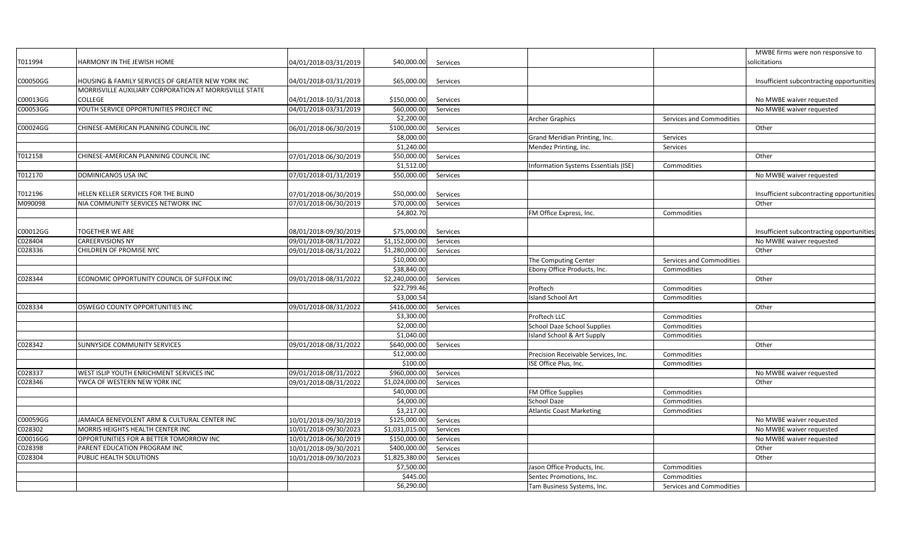| | | | | | | | |
|---|---|---|---|---|---|---|---|
| T011994 | HARMONY IN THE JEWISH HOME | 04/01/2018-03/31/2019 | $40,000.00 | Services | | | MWBE firms were non responsive to solicitations |
| C00050GG | HOUSING & FAMILY SERVICES OF GREATER NEW YORK INC | 04/01/2018-03/31/2019 | $65,000.00 | Services | | | Insufficient subcontracting opportunities |
| C00013GG | MORRISVILLE AUXILIARY CORPORATION AT MORRISVILLE STATE COLLEGE | 04/01/2018-10/31/2018 | $150,000.00 | Services | | | No MWBE waiver requested |
| C00053GG | YOUTH SERVICE OPPORTUNITIES PROJECT INC | 04/01/2018-03/31/2019 | $60,000.00 | Services | | | No MWBE waiver requested |
| | | | $2,200.00 | | Archer Graphics | Services and Commodities | |
| C00024GG | CHINESE-AMERICAN PLANNING COUNCIL INC | 06/01/2018-06/30/2019 | $100,000.00 | Services | | | Other |
| | | | $8,000.00 | | Grand Meridian Printing, Inc. | Services | |
| | | | $1,240.00 | | Mendez Printing, Inc. | Services | |
| T012158 | CHINESE-AMERICAN PLANNING COUNCIL INC | 07/01/2018-06/30/2019 | $50,000.00 | Services | | | Other |
| | | | $1,512.00 | | Information Systems Essentials (ISE) | Commodities | |
| T012170 | DOMINICANOS USA INC | 07/01/2018-01/31/2019 | $50,000.00 | Services | | | No MWBE waiver requested |
| T012196 | HELEN KELLER SERVICES FOR THE BLIND | 07/01/2018-06/30/2019 | $50,000.00 | Services | | | Insufficient subcontracting opportunities |
| M090098 | NIA COMMUNITY SERVICES NETWORK INC | 07/01/2018-06/30/2019 | $70,000.00 | Services | | | Other |
| | | | $4,802.70 | | FM Office Express, Inc. | Commodities | |
| C00012GG | TOGETHER WE ARE | 08/01/2018-09/30/2019 | $75,000.00 | Services | | | Insufficient subcontracting opportunities |
| C028404 | CAREERVISIONS NY | 09/01/2018-08/31/2022 | $1,152,000.00 | Services | | | No MWBE waiver requested |
| C028336 | CHILDREN OF PROMISE NYC | 09/01/2018-08/31/2022 | $1,280,000.00 | Services | | | Other |
| | | | $10,000.00 | | The Computing Center | Services and Commodities | |
| | | | $38,840.00 | | Ebony Office Products, Inc. | Commodities | |
| C028344 | ECONOMIC OPPORTUNITY COUNCIL OF SUFFOLK INC | 09/01/2018-08/31/2022 | $2,240,000.00 | Services | | | Other |
| | | | $22,799.46 | | Proftech | Commodities | |
| | | | $3,000.54 | | Island School Art | Commodities | |
| C028334 | OSWEGO COUNTY OPPORTUNITIES INC | 09/01/2018-08/31/2022 | $416,000.00 | Services | | | Other |
| | | | $3,300.00 | | Proftech LLC | Commodities | |
| | | | $2,000.00 | | School Daze School Supplies | Commodities | |
| | | | $1,040.00 | | Island School & Art Supply | Commodities | |
| C028342 | SUNNYSIDE COMMUNITY SERVICES | 09/01/2018-08/31/2022 | $640,000.00 | Services | | | Other |
| | | | $12,000.00 | | Precision Receivable Services, Inc. | Commodities | |
| | | | $100.00 | | ISE Office Plus, Inc. | Commodities | |
| C028337 | WEST ISLIP YOUTH ENRICHMENT SERVICES INC | 09/01/2018-08/31/2022 | $960,000.00 | Services | | | No MWBE waiver requested |
| C028346 | YWCA OF WESTERN NEW YORK INC | 09/01/2018-08/31/2022 | $1,024,000.00 | Services | | | Other |
| | | | $40,000.00 | | FM Office Supplies | Commodities | |
| | | | $4,000.00 | | School Daze | Commodities | |
| | | | $3,217.00 | | Atlantic Coast Marketing | Commodities | |
| C00059GG | JAMAICA BENEVOLENT ARM & CULTURAL CENTER INC | 10/01/2018-09/30/2019 | $125,000.00 | Services | | | No MWBE waiver requested |
| C028302 | MORRIS HEIGHTS HEALTH CENTER INC | 10/01/2018-09/30/2023 | $1,031,015.00 | Services | | | No MWBE waiver requested |
| C00016GG | OPPORTUNITIES FOR A BETTER TOMORROW INC | 10/01/2018-06/30/2019 | $150,000.00 | Services | | | No MWBE waiver requested |
| C028398 | PARENT EDUCATION PROGRAM INC | 10/01/2018-09/30/2021 | $400,000.00 | Services | | | Other |
| C028304 | PUBLIC HEALTH SOLUTIONS | 10/01/2018-09/30/2023 | $1,825,380.00 | Services | | | Other |
| | | | $7,500.00 | | Jason Office Products, Inc. | Commodities | |
| | | | $445.00 | | Sentec Promotions, Inc. | Commodities | |
| | | | $6,290.00 | | Tam Business Systems, Inc. | Services and Commodities | |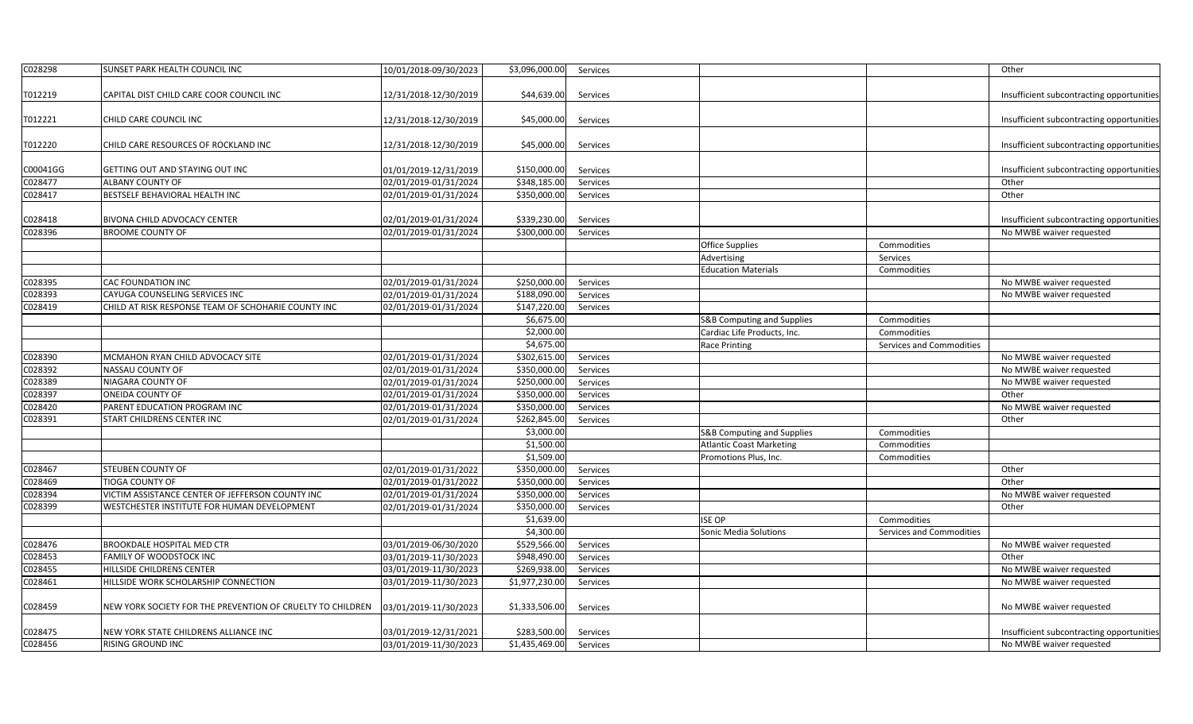| | | | | | | | |
|---|---|---|---|---|---|---|---|
| C028298 | SUNSET PARK HEALTH COUNCIL INC | 10/01/2018-09/30/2023 | $3,096,000.00 | Services | | | Other |
| T012219 | CAPITAL DIST CHILD CARE COOR COUNCIL INC | 12/31/2018-12/30/2019 | $44,639.00 | Services | | | Insufficient subcontracting opportunities |
| T012221 | CHILD CARE COUNCIL INC | 12/31/2018-12/30/2019 | $45,000.00 | Services | | | Insufficient subcontracting opportunities |
| T012220 | CHILD CARE RESOURCES OF ROCKLAND INC | 12/31/2018-12/30/2019 | $45,000.00 | Services | | | Insufficient subcontracting opportunities |
| C00041GG | GETTING OUT AND STAYING OUT INC | 01/01/2019-12/31/2019 | $150,000.00 | Services | | | Insufficient subcontracting opportunities |
| C028477 | ALBANY COUNTY OF | 02/01/2019-01/31/2024 | $348,185.00 | Services | | | Other |
| C028417 | BESTSELF BEHAVIORAL HEALTH INC | 02/01/2019-01/31/2024 | $350,000.00 | Services | | | Other |
| C028418 | BIVONA CHILD ADVOCACY CENTER | 02/01/2019-01/31/2024 | $339,230.00 | Services | | | Insufficient subcontracting opportunities |
| C028396 | BROOME COUNTY OF | 02/01/2019-01/31/2024 | $300,000.00 | Services | | | No MWBE waiver requested |
| | | | | | Office Supplies | Commodities | |
| | | | | | Advertising | Services | |
| | | | | | Education Materials | Commodities | |
| C028395 | CAC FOUNDATION INC | 02/01/2019-01/31/2024 | $250,000.00 | Services | | | No MWBE waiver requested |
| C028393 | CAYUGA COUNSELING SERVICES INC | 02/01/2019-01/31/2024 | $188,090.00 | Services | | | No MWBE waiver requested |
| C028419 | CHILD AT RISK RESPONSE TEAM OF SCHOHARIE COUNTY INC | 02/01/2019-01/31/2024 | $147,220.00 | Services | | | |
| | | | $6,675.00 | | S&B Computing and Supplies | Commodities | |
| | | | $2,000.00 | | Cardiac Life Products, Inc. | Commodities | |
| | | | $4,675.00 | | Race Printing | Services and Commodities | |
| C028390 | MCMAHON RYAN CHILD ADVOCACY SITE | 02/01/2019-01/31/2024 | $302,615.00 | Services | | | No MWBE waiver requested |
| C028392 | NASSAU COUNTY OF | 02/01/2019-01/31/2024 | $350,000.00 | Services | | | No MWBE waiver requested |
| C028389 | NIAGARA COUNTY OF | 02/01/2019-01/31/2024 | $250,000.00 | Services | | | No MWBE waiver requested |
| C028397 | ONEIDA COUNTY OF | 02/01/2019-01/31/2024 | $350,000.00 | Services | | | Other |
| C028420 | PARENT EDUCATION PROGRAM INC | 02/01/2019-01/31/2024 | $350,000.00 | Services | | | No MWBE waiver requested |
| C028391 | START CHILDRENS CENTER INC | 02/01/2019-01/31/2024 | $262,845.00 | Services | | | Other |
| | | | $3,000.00 | | S&B Computing and Supplies | Commodities | |
| | | | $1,500.00 | | Atlantic Coast Marketing | Commodities | |
| | | | $1,509.00 | | Promotions Plus, Inc. | Commodities | |
| C028467 | STEUBEN COUNTY OF | 02/01/2019-01/31/2022 | $350,000.00 | Services | | | Other |
| C028469 | TIOGA COUNTY OF | 02/01/2019-01/31/2022 | $350,000.00 | Services | | | Other |
| C028394 | VICTIM ASSISTANCE CENTER OF JEFFERSON COUNTY INC | 02/01/2019-01/31/2024 | $350,000.00 | Services | | | No MWBE waiver requested |
| C028399 | WESTCHESTER INSTITUTE FOR HUMAN DEVELOPMENT | 02/01/2019-01/31/2024 | $350,000.00 | Services | | | Other |
| | | | $1,639.00 | | ISE OP | Commodities | |
| | | | $4,300.00 | | Sonic Media Solutions | Services and Commodities | |
| C028476 | BROOKDALE HOSPITAL MED CTR | 03/01/2019-06/30/2020 | $529,566.00 | Services | | | No MWBE waiver requested |
| C028453 | FAMILY OF WOODSTOCK INC | 03/01/2019-11/30/2023 | $948,490.00 | Services | | | Other |
| C028455 | HILLSIDE CHILDRENS CENTER | 03/01/2019-11/30/2023 | $269,938.00 | Services | | | No MWBE waiver requested |
| C028461 | HILLSIDE WORK SCHOLARSHIP CONNECTION | 03/01/2019-11/30/2023 | $1,977,230.00 | Services | | | No MWBE waiver requested |
| C028459 | NEW YORK SOCIETY FOR THE PREVENTION OF CRUELTY TO CHILDREN | 03/01/2019-11/30/2023 | $1,333,506.00 | Services | | | No MWBE waiver requested |
| C028475 | NEW YORK STATE CHILDRENS ALLIANCE INC | 03/01/2019-12/31/2021 | $283,500.00 | Services | | | Insufficient subcontracting opportunities |
| C028456 | RISING GROUND INC | 03/01/2019-11/30/2023 | $1,435,469.00 | Services | | | No MWBE waiver requested |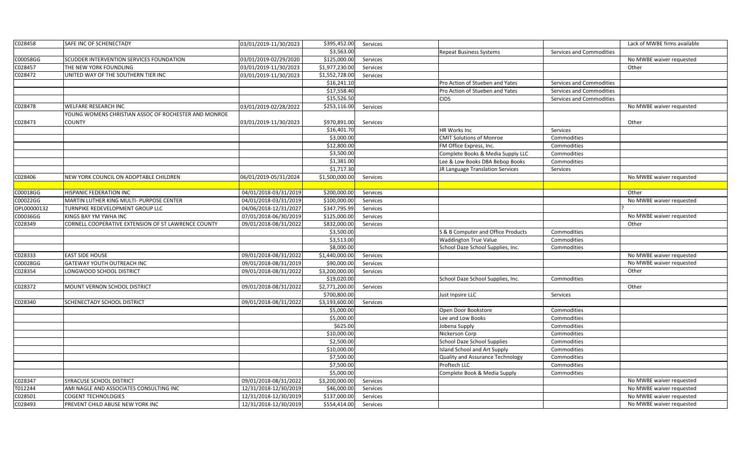| | | | | | | | |
|---|---|---|---|---|---|---|---|
| C028458 | SAFE INC OF SCHENECTADY | 03/01/2019-11/30/2023 | $395,452.00 | Services | | | Lack of MWBE firms available |
| | | | $3,563.00 | | Repeat Business Systems | Services and Commodities | |
| C00058GG | SCUDDER INTERVENTION SERVICES FOUNDATION | 03/01/2019-02/29/2020 | $125,000.00 | Services | | | No MWBE waiver requested |
| C028457 | THE NEW YORK FOUNDLING | 03/01/2019-11/30/2023 | $1,977,230.00 | Services | | | Other |
| C028472 | UNITED WAY OF THE SOUTHERN TIER INC | 03/01/2019-11/30/2023 | $1,552,728.00 | Services | | | |
| | | | $16,241.10 | | Pro Action of Stueben and Yates | Services and Commodities | |
| | | | $17,558.40 | | Pro Action of Stueben and Yates | Services and Commodities | |
| | | | $15,526.50 | | CIDS | Services and Commodities | |
| C028478 | WELFARE RESEARCH INC | 03/01/2019-02/28/2022 | $253,116.00 | Services | | | No MWBE waiver requested |
| C028473 | YOUNG WOMENS CHRISTIAN ASSOC OF ROCHESTER AND MONROE COUNTY | 03/01/2019-11/30/2023 | $970,891.00 | Services | | | Other |
| | | | $16,401.70 | | HR Works Inc | Services | |
| | | | $3,000.00 | | CMIT Solutions of Monroe | Commodities | |
| | | | $12,800.00 | | FM Office Express, Inc. | Commodities | |
| | | | $3,500.00 | | Complete Books & Media Supply LLC | Commodities | |
| | | | $1,381.00 | | Lee & Low Books DBA Bebop Books | Commodities | |
| | | | $1,717.30 | | JR Language Translation Services | Services | |
| C028406 | NEW YORK COUNCIL ON ADOPTABLE CHILDREN | 06/01/2019-05/31/2024 | $1,500,000.00 | Services | | | No MWBE waiver requested |
| | | | | | | | |
| C00018GG | HISPANIC FEDERATION INC | 04/01/2018-03/31/2019 | $200,000.00 | Services | | | Other |
| C00022GG | MARTIN LUTHER KING MULTI- PURPOSE CENTER | 04/01/2018-03/31/2019 | $100,000.00 | Services | | | No MWBE waiver requested |
| OPL00000132 | TURNPIKE REDEVELOPMENT GROUP LLC | 04/06/2018-12/31/2027 | $347,795.99 | Services | | | ? |
| C00036GG | KINGS BAY YM YWHA INC | 07/01/2018-06/30/2019 | $125,000.00 | Services | | | No MWBE waiver requested |
| C028349 | CORNELL COOPERATIVE EXTENSION OF ST LAWRENCE COUNTY | 09/01/2018-08/31/2022 | $832,000.00 | Services | | | Other |
| | | | $3,500.00 | | S & B Computer and Office Products | Commodities | |
| | | | $3,513.00 | | Waddington True Value | Commodities | |
| | | | $8,000.00 | | School Daze School Supplies, Inc. | Commodities | |
| C028333 | EAST SIDE HOUSE | 09/01/2018-08/31/2022 | $1,440,000.00 | Services | | | No MWBE waiver requested |
| C00028GG | GATEWAY YOUTH OUTREACH INC | 09/01/2018-08/31/2019 | $90,000.00 | Services | | | No MWBE waiver requested |
| C028354 | LONGWOOD SCHOOL DISTRICT | 09/01/2018-08/31/2022 | $3,200,000.00 | Services | | | Other |
| | | | $19,020.00 | | School Daze School Supplies, Inc. | Commodities | |
| C028372 | MOUNT VERNON SCHOOL DISTRICT | 09/01/2018-08/31/2022 | $2,771,200.00 | Services | | | Other |
| | | | $700,800.00 | | Just Inpsire LLC | Services | |
| C028340 | SCHENECTADY SCHOOL DISTRICT | 09/01/2018-08/31/2022 | $3,193,600.00 | Services | | | |
| | | | $5,000.00 | | Open Door Bookstore | Commodities | |
| | | | $5,000.00 | | Lee and Low Books | Commodities | |
| | | | $625.00 | | Jobena Supply | Commodities | |
| | | | $10,000.00 | | Nickerson Corp | Commodities | |
| | | | $2,500.00 | | School Daze School Supplies | Commodities | |
| | | | $10,000.00 | | Island School and Art Supply | Commodities | |
| | | | $7,500.00 | | Quality and Assurance Technology | Commodities | |
| | | | $7,500.00 | | Proftech LLC | Commodities | |
| | | | $5,000.00 | | Complete Book & Media Supply | Commodities | |
| C028347 | SYRACUSE SCHOOL DISTRICT | 09/01/2018-08/31/2022 | $3,200,000.00 | Services | | | No MWBE waiver requested |
| T012244 | AMI NAGLE AND ASSOCIATES CONSULTING INC | 12/31/2018-12/30/2019 | $46,000.00 | Services | | | No MWBE waiver requested |
| C028501 | COGENT TECHNOLOGIES | 12/31/2018-12/30/2019 | $137,000.00 | Services | | | No MWBE waiver requested |
| C028493 | PREVENT CHILD ABUSE NEW YORK INC | 12/31/2018-12/30/2019 | $554,414.00 | Services | | | No MWBE waiver requested |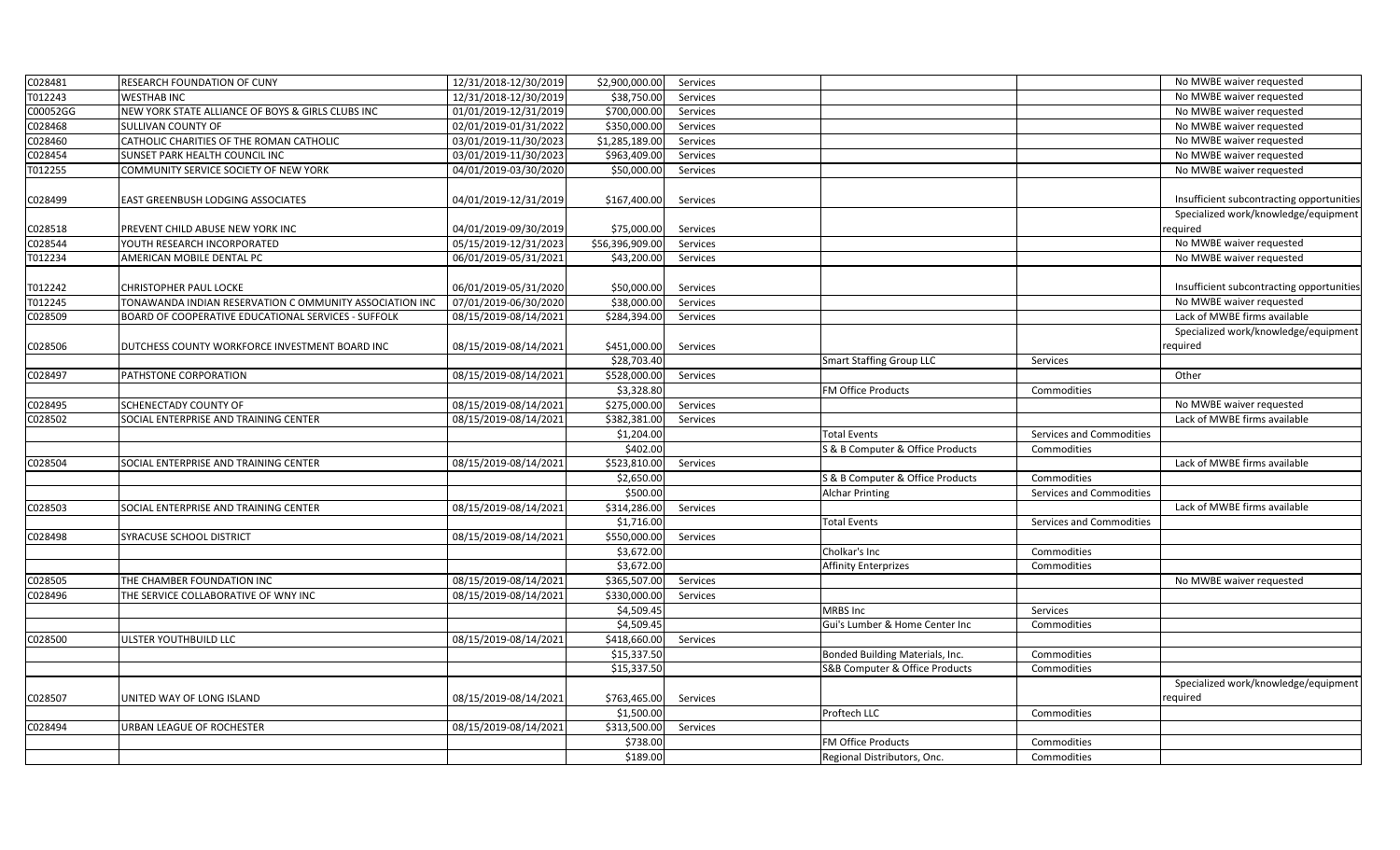| | | | | | | | |
|---|---|---|---|---|---|---|---|
| C028481 | RESEARCH FOUNDATION OF CUNY | 12/31/2018-12/30/2019 | $2,900,000.00 | Services | | | No MWBE waiver requested |
| T012243 | WESTHAB INC | 12/31/2018-12/30/2019 | $38,750.00 | Services | | | No MWBE waiver requested |
| C00052GG | NEW YORK STATE ALLIANCE OF BOYS & GIRLS CLUBS INC | 01/01/2019-12/31/2019 | $700,000.00 | Services | | | No MWBE waiver requested |
| C028468 | SULLIVAN COUNTY OF | 02/01/2019-01/31/2022 | $350,000.00 | Services | | | No MWBE waiver requested |
| C028460 | CATHOLIC CHARITIES OF THE ROMAN CATHOLIC | 03/01/2019-11/30/2023 | $1,285,189.00 | Services | | | No MWBE waiver requested |
| C028454 | SUNSET PARK HEALTH COUNCIL INC | 03/01/2019-11/30/2023 | $963,409.00 | Services | | | No MWBE waiver requested |
| T012255 | COMMUNITY SERVICE SOCIETY OF NEW YORK | 04/01/2019-03/30/2020 | $50,000.00 | Services | | | No MWBE waiver requested |
| C028499 | EAST GREENBUSH LODGING ASSOCIATES | 04/01/2019-12/31/2019 | $167,400.00 | Services | | | Insufficient subcontracting opportunities |
| C028518 | PREVENT CHILD ABUSE NEW YORK INC | 04/01/2019-09/30/2019 | $75,000.00 | Services | | | Specialized work/knowledge/equipment required |
| C028544 | YOUTH RESEARCH INCORPORATED | 05/15/2019-12/31/2023 | $56,396,909.00 | Services | | | No MWBE waiver requested |
| T012234 | AMERICAN MOBILE DENTAL PC | 06/01/2019-05/31/2021 | $43,200.00 | Services | | | No MWBE waiver requested |
| T012242 | CHRISTOPHER PAUL LOCKE | 06/01/2019-05/31/2020 | $50,000.00 | Services | | | Insufficient subcontracting opportunities |
| T012245 | TONAWANDA INDIAN RESERVATION C OMMUNITY ASSOCIATION INC | 07/01/2019-06/30/2020 | $38,000.00 | Services | | | No MWBE waiver requested |
| C028509 | BOARD OF COOPERATIVE EDUCATIONAL SERVICES - SUFFOLK | 08/15/2019-08/14/2021 | $284,394.00 | Services | | | Lack of MWBE firms available |
| C028506 | DUTCHESS COUNTY WORKFORCE INVESTMENT BOARD INC | 08/15/2019-08/14/2021 | $451,000.00 | Services | | | Specialized work/knowledge/equipment required |
| | | | $28,703.40 | | Smart Staffing Group LLC | Services | |
| C028497 | PATHSTONE CORPORATION | 08/15/2019-08/14/2021 | $528,000.00 | Services | | | Other |
| | | | $3,328.80 | | FM Office Products | Commodities | |
| C028495 | SCHENECTADY COUNTY OF | 08/15/2019-08/14/2021 | $275,000.00 | Services | | | No MWBE waiver requested |
| C028502 | SOCIAL ENTERPRISE AND TRAINING CENTER | 08/15/2019-08/14/2021 | $382,381.00 | Services | | | Lack of MWBE firms available |
| | | | $1,204.00 | | Total Events | Services and Commodities | |
| | | | $402.00 | | S & B Computer & Office Products | Commodities | |
| C028504 | SOCIAL ENTERPRISE AND TRAINING CENTER | 08/15/2019-08/14/2021 | $523,810.00 | Services | | | Lack of MWBE firms available |
| | | | $2,650.00 | | S & B Computer & Office Products | Commodities | |
| | | | $500.00 | | Alchar Printing | Services and Commodities | |
| C028503 | SOCIAL ENTERPRISE AND TRAINING CENTER | 08/15/2019-08/14/2021 | $314,286.00 | Services | | | Lack of MWBE firms available |
| | | | $1,716.00 | | Total Events | Services and Commodities | |
| C028498 | SYRACUSE SCHOOL DISTRICT | 08/15/2019-08/14/2021 | $550,000.00 | Services | | | |
| | | | $3,672.00 | | Cholkar's Inc | Commodities | |
| | | | $3,672.00 | | Affinity Enterprizes | Commodities | |
| C028505 | THE CHAMBER FOUNDATION INC | 08/15/2019-08/14/2021 | $365,507.00 | Services | | | No MWBE waiver requested |
| C028496 | THE SERVICE COLLABORATIVE OF WNY INC | 08/15/2019-08/14/2021 | $330,000.00 | Services | | | |
| | | | $4,509.45 | | MRBS Inc | Services | |
| | | | $4,509.45 | | Gui's Lumber & Home Center Inc | Commodities | |
| C028500 | ULSTER YOUTHBUILD LLC | 08/15/2019-08/14/2021 | $418,660.00 | Services | | | |
| | | | $15,337.50 | | Bonded Building Materials, Inc. | Commodities | |
| | | | $15,337.50 | | S&B Computer & Office Products | Commodities | |
| C028507 | UNITED WAY OF LONG ISLAND | 08/15/2019-08/14/2021 | $763,465.00 | Services | | | Specialized work/knowledge/equipment required |
| | | | $1,500.00 | | Proftech LLC | Commodities | |
| C028494 | URBAN LEAGUE OF ROCHESTER | 08/15/2019-08/14/2021 | $313,500.00 | Services | | | |
| | | | $738.00 | | FM Office Products | Commodities | |
| | | | $189.00 | | Regional Distributors, Onc. | Commodities | |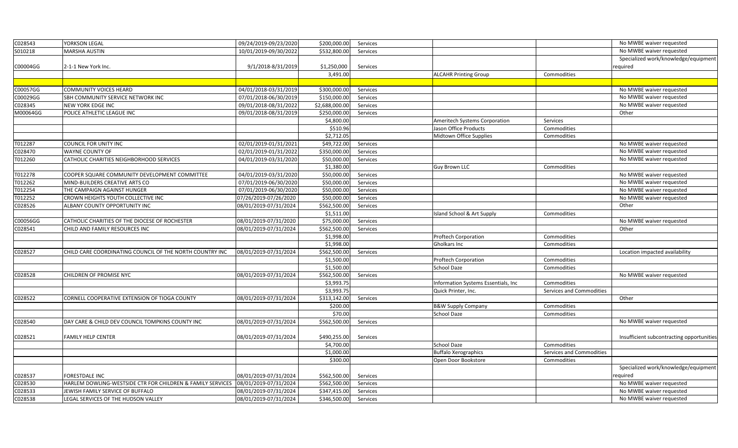| | | | | | | | |
|---|---|---|---|---|---|---|---|
| C028543 | YORKSON LEGAL | 09/24/2019-09/23/2020 | $200,000.00 | Services | | | No MWBE waiver requested |
| S010218 | MARSHA AUSTIN | 10/01/2019-09/30/2022 | $532,800.00 | Services | | | No MWBE waiver requested |
| C00004GG | 2-1-1 New York Inc. | 9/1/2018-8/31/2019 | $1,250,000 | Services | | | Specialized work/knowledge/equipment required |
| | | | 3,491.00 | | ALCAHR Printing Group | Commodities | |
| | | | | | | | |
| C00057GG | COMMUNITY VOICES HEARD | 04/01/2018-03/31/2019 | $300,000.00 | Services | | | No MWBE waiver requested |
| C00029GG | SBH COMMUNITY SERVICE NETWORK INC | 07/01/2018-06/30/2019 | $150,000.00 | Services | | | No MWBE waiver requested |
| C028345 | NEW YORK EDGE INC | 09/01/2018-08/31/2022 | $2,688,000.00 | Services | | | No MWBE waiver requested |
| M00064GG | POLICE ATHLETIC LEAGUE INC | 09/01/2018-08/31/2019 | $250,000.00 | Services | | | Other |
| | | | $4,800.00 | | Ameritech Systems Corporation | Services | |
| | | | $510.96 | | Jason Office Products | Commodities | |
| | | | $2,712.05 | | Midtown Office Supplies | Commodities | |
| T012287 | COUNCIL FOR UNITY INC | 02/01/2019-01/31/2021 | $49,722.00 | Services | | | No MWBE waiver requested |
| C028470 | WAYNE COUNTY OF | 02/01/2019-01/31/2022 | $350,000.00 | Services | | | No MWBE waiver requested |
| T012260 | CATHOLIC CHARITIES NEIGHBORHOOD SERVICES | 04/01/2019-03/31/2020 | $50,000.00 | Services | | | No MWBE waiver requested |
| | | | $1,380.00 | | Guy Brown LLC | Commodities | |
| T012278 | COOPER SQUARE COMMUNITY DEVELOPMENT COMMITTEE | 04/01/2019-03/31/2020 | $50,000.00 | Services | | | No MWBE waiver requested |
| T012262 | MIND-BUILDERS CREATIVE ARTS CO | 07/01/2019-06/30/2020 | $50,000.00 | Services | | | No MWBE waiver requested |
| T012254 | THE CAMPAIGN AGAINST HUNGER | 07/01/2019-06/30/2020 | $50,000.00 | Services | | | No MWBE waiver requested |
| T012252 | CROWN HEIGHTS YOUTH COLLECTIVE INC | 07/26/2019-07/26/2020 | $50,000.00 | Services | | | No MWBE waiver requested |
| C028526 | ALBANY COUNTY OPPORTUNITY INC | 08/01/2019-07/31/2024 | $562,500.00 | Services | | | Other |
| | | | $1,511.00 | | Island School & Art Supply | Commodities | |
| C00056GG | CATHOLIC CHARITIES OF THE DIOCESE OF ROCHESTER | 08/01/2019-07/31/2020 | $75,000.00 | Services | | | No MWBE waiver requested |
| C028541 | CHILD AND FAMILY RESOURCES INC | 08/01/2019-07/31/2024 | $562,500.00 | Services | | | Other |
| | | | $1,998.00 | | Proftech Corporation | Commodities | |
| | | | $1,998.00 | | Gholkars Inc | Commodities | |
| C028527 | CHILD CARE COORDINATING COUNCIL OF THE NORTH COUNTRY INC | 08/01/2019-07/31/2024 | $562,500.00 | Services | | | Location impacted availability |
| | | | $1,500.00 | | Proftech Corporation | Commodities | |
| | | | $1,500.00 | | School Daze | Commodities | |
| C028528 | CHILDREN OF PROMISE NYC | 08/01/2019-07/31/2024 | $562,500.00 | Services | | | No MWBE waiver requested |
| | | | $3,993.75 | | Information Systems Essentials, Inc | Commodities | |
| | | | $3,993.75 | | Quick Printer, Inc. | Services and Commodities | |
| C028522 | CORNELL COOPERATIVE EXTENSION OF TIOGA COUNTY | 08/01/2019-07/31/2024 | $313,142.00 | Services | | | Other |
| | | | $200.00 | | B&W Supply Company | Commodities | |
| | | | $70.00 | | School Daze | Commodities | |
| C028540 | DAY CARE & CHILD DEV COUNCIL TOMPKINS COUNTY INC | 08/01/2019-07/31/2024 | $562,500.00 | Services | | | No MWBE waiver requested |
| C028521 | FAMILY HELP CENTER | 08/01/2019-07/31/2024 | $490,255.00 | Services | | | Insufficient subcontracting opportunities |
| | | | $4,700.00 | | School Daze | Commodities | |
| | | | $1,000.00 | | Buffalo Xerographics | Services and Commodities | |
| | | | $300.00 | | Open Door Bookstore | Commodities | |
| C028537 | FORESTDALE INC | 08/01/2019-07/31/2024 | $562,500.00 | Services | | | Specialized work/knowledge/equipment required |
| C028530 | HARLEM DOWLING-WESTSIDE CTR FOR CHILDREN & FAMILY SERVICES | 08/01/2019-07/31/2024 | $562,500.00 | Services | | | No MWBE waiver requested |
| C028533 | JEWISH FAMILY SERVICE OF BUFFALO | 08/01/2019-07/31/2024 | $347,415.00 | Services | | | No MWBE waiver requested |
| C028538 | LEGAL SERVICES OF THE HUDSON VALLEY | 08/01/2019-07/31/2024 | $346,500.00 | Services | | | No MWBE waiver requested |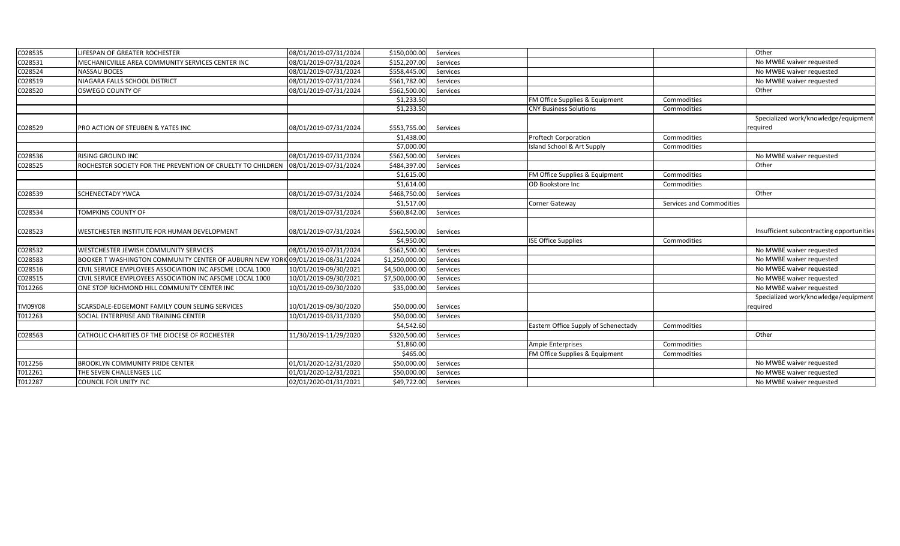| | | | | | | | |
|---|---|---|---|---|---|---|---|
| C028535 | LIFESPAN OF GREATER ROCHESTER | 08/01/2019-07/31/2024 | $150,000.00 | Services | | | Other |
| C028531 | MECHANICVILLE AREA COMMUNITY SERVICES CENTER INC | 08/01/2019-07/31/2024 | $152,207.00 | Services | | | No MWBE waiver requested |
| C028524 | NASSAU BOCES | 08/01/2019-07/31/2024 | $558,445.00 | Services | | | No MWBE waiver requested |
| C028519 | NIAGARA FALLS SCHOOL DISTRICT | 08/01/2019-07/31/2024 | $561,782.00 | Services | | | No MWBE waiver requested |
| C028520 | OSWEGO COUNTY OF | 08/01/2019-07/31/2024 | $562,500.00 | Services | | | Other |
| | | | $1,233.50 | | FM Office Supplies & Equipment | Commodities | |
| | | | $1,233.50 | | CNY Business Solutions | Commodities | |
| C028529 | PRO ACTION OF STEUBEN & YATES INC | 08/01/2019-07/31/2024 | $553,755.00 | Services | | | Specialized work/knowledge/equipment required |
| | | | $1,438.00 | | Proftech Corporation | Commodities | |
| | | | $7,000.00 | | Island School & Art Supply | Commodities | |
| C028536 | RISING GROUND INC | 08/01/2019-07/31/2024 | $562,500.00 | Services | | | No MWBE waiver requested |
| C028525 | ROCHESTER SOCIETY FOR THE PREVENTION OF CRUELTY TO CHILDREN | 08/01/2019-07/31/2024 | $484,397.00 | Services | | | Other |
| | | | $1,615.00 | | FM Office Supplies & Equipment | Commodities | |
| | | | $1,614.00 | | OD Bookstore Inc | Commodities | |
| C028539 | SCHENECTADY YWCA | 08/01/2019-07/31/2024 | $468,750.00 | Services | | | Other |
| | | | $1,517.00 | | Corner Gateway | Services and Commodities | |
| C028534 | TOMPKINS COUNTY OF | 08/01/2019-07/31/2024 | $560,842.00 | Services | | | |
| C028523 | WESTCHESTER INSTITUTE FOR HUMAN DEVELOPMENT | 08/01/2019-07/31/2024 | $562,500.00 | Services | | | Insufficient subcontracting opportunities |
| | | | $4,950.00 | | ISE Office Supplies | Commodities | |
| C028532 | WESTCHESTER JEWISH COMMUNITY SERVICES | 08/01/2019-07/31/2024 | $562,500.00 | Services | | | No MWBE waiver requested |
| C028583 | BOOKER T WASHINGTON COMMUNITY CENTER OF AUBURN NEW YORK | 09/01/2019-08/31/2024 | $1,250,000.00 | Services | | | No MWBE waiver requested |
| C028516 | CIVIL SERVICE EMPLOYEES ASSOCIATION INC AFSCME LOCAL 1000 | 10/01/2019-09/30/2021 | $4,500,000.00 | Services | | | No MWBE waiver requested |
| C028515 | CIVIL SERVICE EMPLOYEES ASSOCIATION INC AFSCME LOCAL 1000 | 10/01/2019-09/30/2021 | $7,500,000.00 | Services | | | No MWBE waiver requested |
| T012266 | ONE STOP RICHMOND HILL COMMUNITY CENTER INC | 10/01/2019-09/30/2020 | $35,000.00 | Services | | | No MWBE waiver requested |
| TM09Y08 | SCARSDALE-EDGEMONT FAMILY COUN SELING SERVICES | 10/01/2019-09/30/2020 | $50,000.00 | Services | | | Specialized work/knowledge/equipment required |
| T012263 | SOCIAL ENTERPRISE AND TRAINING CENTER | 10/01/2019-03/31/2020 | $50,000.00 | Services | | | |
| | | | $4,542.60 | | Eastern Office Supply of Schenectady | Commodities | |
| C028563 | CATHOLIC CHARITIES OF THE DIOCESE OF ROCHESTER | 11/30/2019-11/29/2020 | $320,500.00 | Services | | | Other |
| | | | $1,860.00 | | Ampie Enterprises | Commodities | |
| | | | $465.00 | | FM Office Supplies & Equipment | Commodities | |
| T012256 | BROOKLYN COMMUNITY PRIDE CENTER | 01/01/2020-12/31/2020 | $50,000.00 | Services | | | No MWBE waiver requested |
| T012261 | THE SEVEN CHALLENGES LLC | 01/01/2020-12/31/2021 | $50,000.00 | Services | | | No MWBE waiver requested |
| T012287 | COUNCIL FOR UNITY INC | 02/01/2020-01/31/2021 | $49,722.00 | Services | | | No MWBE waiver requested |